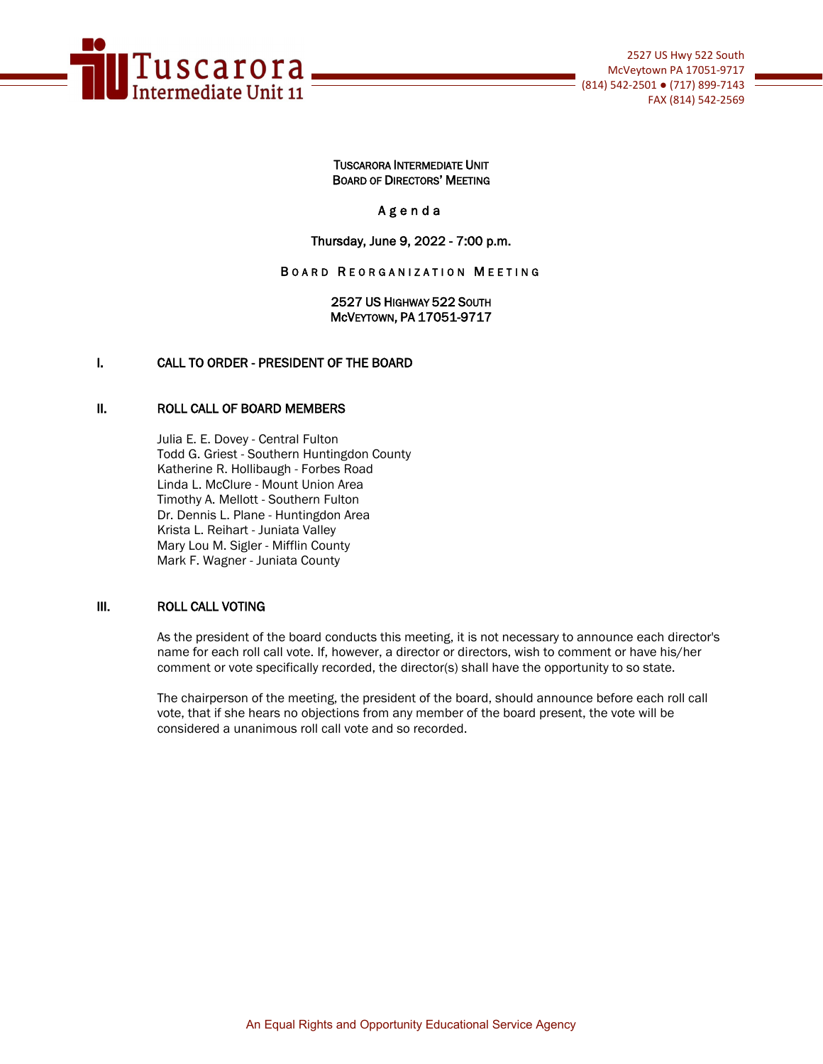Tuscarora Intermediate Unit 11

2527 US Hwy 522 South
McVeytown PA 17051-9717
(814) 542-2501 ● (717) 899-7143
FAX (814) 542-2569

TUSCARORA INTERMEDIATE UNIT
BOARD OF DIRECTORS' MEETING

Agenda

Thursday, June 9, 2022 - 7:00 p.m.

BOARD REORGANIZATION MEETING

2527 US HIGHWAY 522 SOUTH
MCVEYTOWN, PA 17051-9717

## I. CALL TO ORDER - PRESIDENT OF THE BOARD

## II. ROLL CALL OF BOARD MEMBERS

Julia E. E. Dovey - Central Fulton
Todd G. Griest - Southern Huntingdon County
Katherine R. Hollibaugh - Forbes Road
Linda L. McClure - Mount Union Area
Timothy A. Mellott - Southern Fulton
Dr. Dennis L. Plane - Huntingdon Area
Krista L. Reihart - Juniata Valley
Mary Lou M. Sigler - Mifflin County
Mark F. Wagner - Juniata County

## III. ROLL CALL VOTING

As the president of the board conducts this meeting, it is not necessary to announce each director's name for each roll call vote. If, however, a director or directors, wish to comment or have his/her comment or vote specifically recorded, the director(s) shall have the opportunity to so state.

The chairperson of the meeting, the president of the board, should announce before each roll call vote, that if she hears no objections from any member of the board present, the vote will be considered a unanimous roll call vote and so recorded.

An Equal Rights and Opportunity Educational Service Agency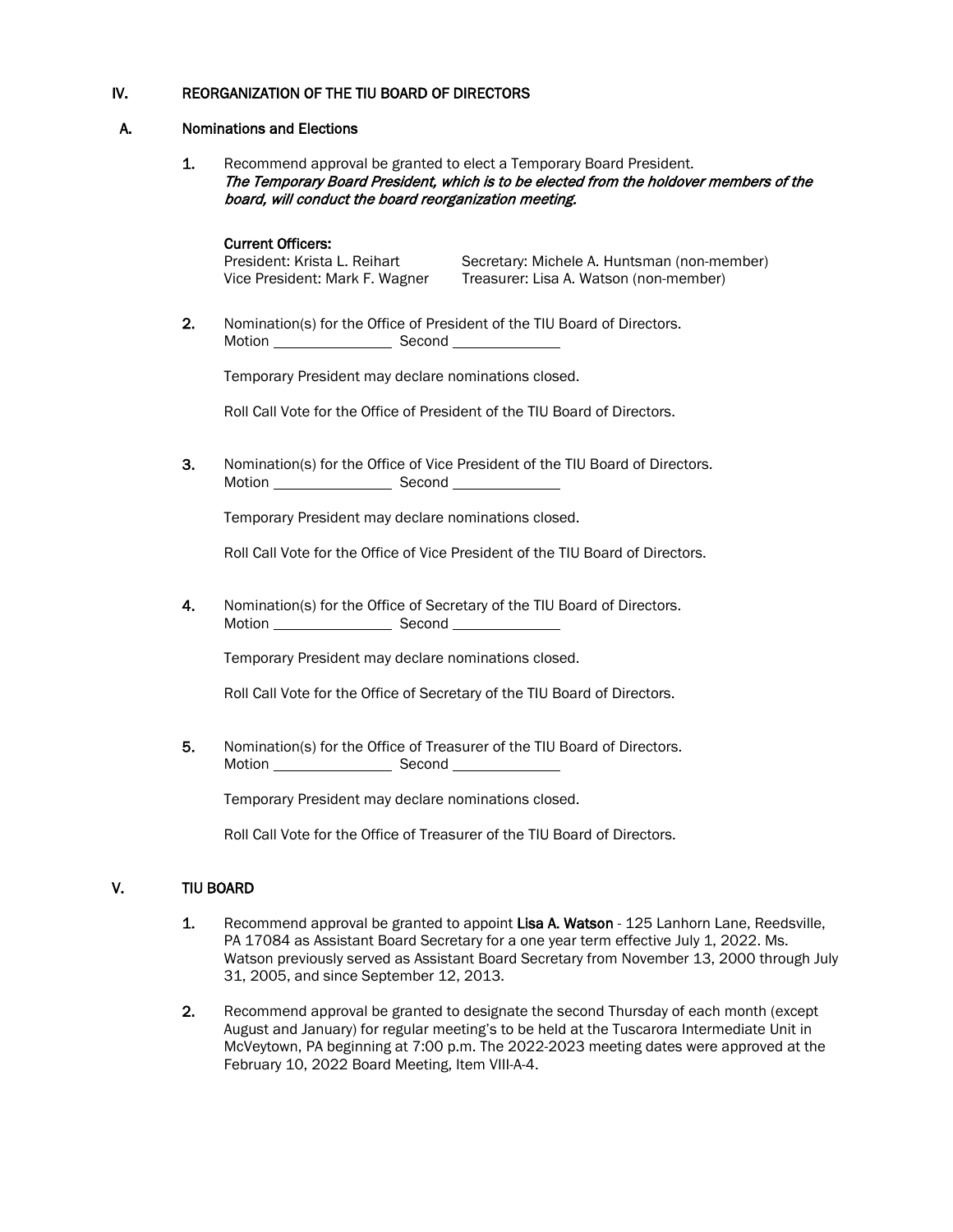## IV. REORGANIZATION OF THE TIU BOARD OF DIRECTORS

### A. Nominations and Elections

1. Recommend approval be granted to elect a Temporary Board President.
   ***The Temporary Board President, which is to be elected from the holdover members of the board, will conduct the board reorganization meeting.***

   **Current Officers:**

   President: Krista L. Reihart
   Vice President: Mark F. Wagner
   Secretary: Michele A. Huntsman (non-member)
   Treasurer: Lisa A. Watson (non-member)

2. Nomination(s) for the Office of President of the TIU Board of Directors.
   Motion ______________ Second ____________

   Temporary President may declare nominations closed.

   Roll Call Vote for the Office of President of the TIU Board of Directors.

3. Nomination(s) for the Office of Vice President of the TIU Board of Directors.
   Motion ______________ Second ____________

   Temporary President may declare nominations closed.

   Roll Call Vote for the Office of Vice President of the TIU Board of Directors.

4. Nomination(s) for the Office of Secretary of the TIU Board of Directors.
   Motion ______________ Second ____________

   Temporary President may declare nominations closed.

   Roll Call Vote for the Office of Secretary of the TIU Board of Directors.

5. Nomination(s) for the Office of Treasurer of the TIU Board of Directors.
   Motion ______________ Second ____________

   Temporary President may declare nominations closed.

   Roll Call Vote for the Office of Treasurer of the TIU Board of Directors.

## V. TIU BOARD

1. Recommend approval be granted to appoint **Lisa A. Watson** - 125 Lanhorn Lane, Reedsville, PA 17084 as Assistant Board Secretary for a one year term effective July 1, 2022. Ms. Watson previously served as Assistant Board Secretary from November 13, 2000 through July 31, 2005, and since September 12, 2013.

2. Recommend approval be granted to designate the second Thursday of each month (except August and January) for regular meeting's to be held at the Tuscarora Intermediate Unit in McVeytown, PA beginning at 7:00 p.m. The 2022-2023 meeting dates were approved at the February 10, 2022 Board Meeting, Item VIII-A-4.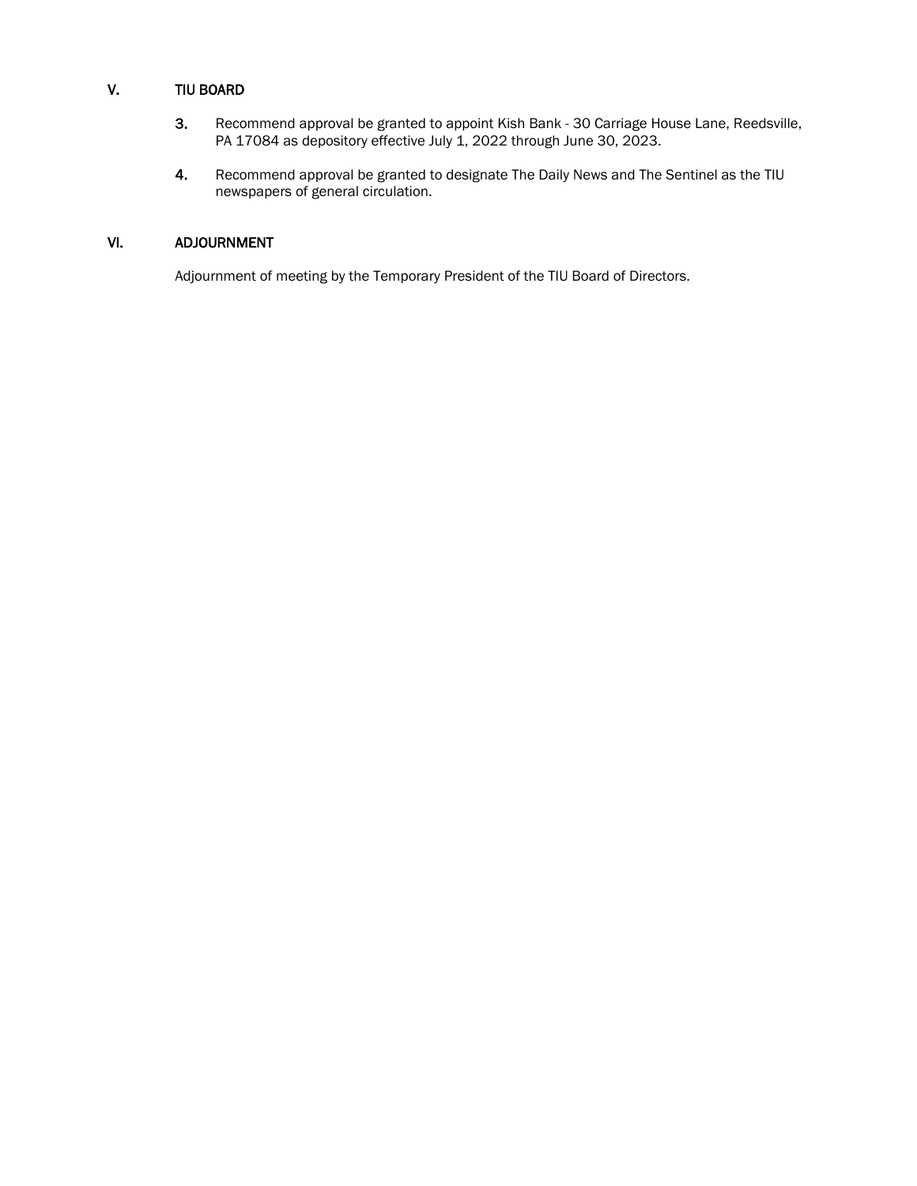## V. TIU BOARD

3. Recommend approval be granted to appoint Kish Bank - 30 Carriage House Lane, Reedsville, PA 17084 as depository effective July 1, 2022 through June 30, 2023.

4. Recommend approval be granted to designate The Daily News and The Sentinel as the TIU newspapers of general circulation.

## VI. ADJOURNMENT

Adjournment of meeting by the Temporary President of the TIU Board of Directors.